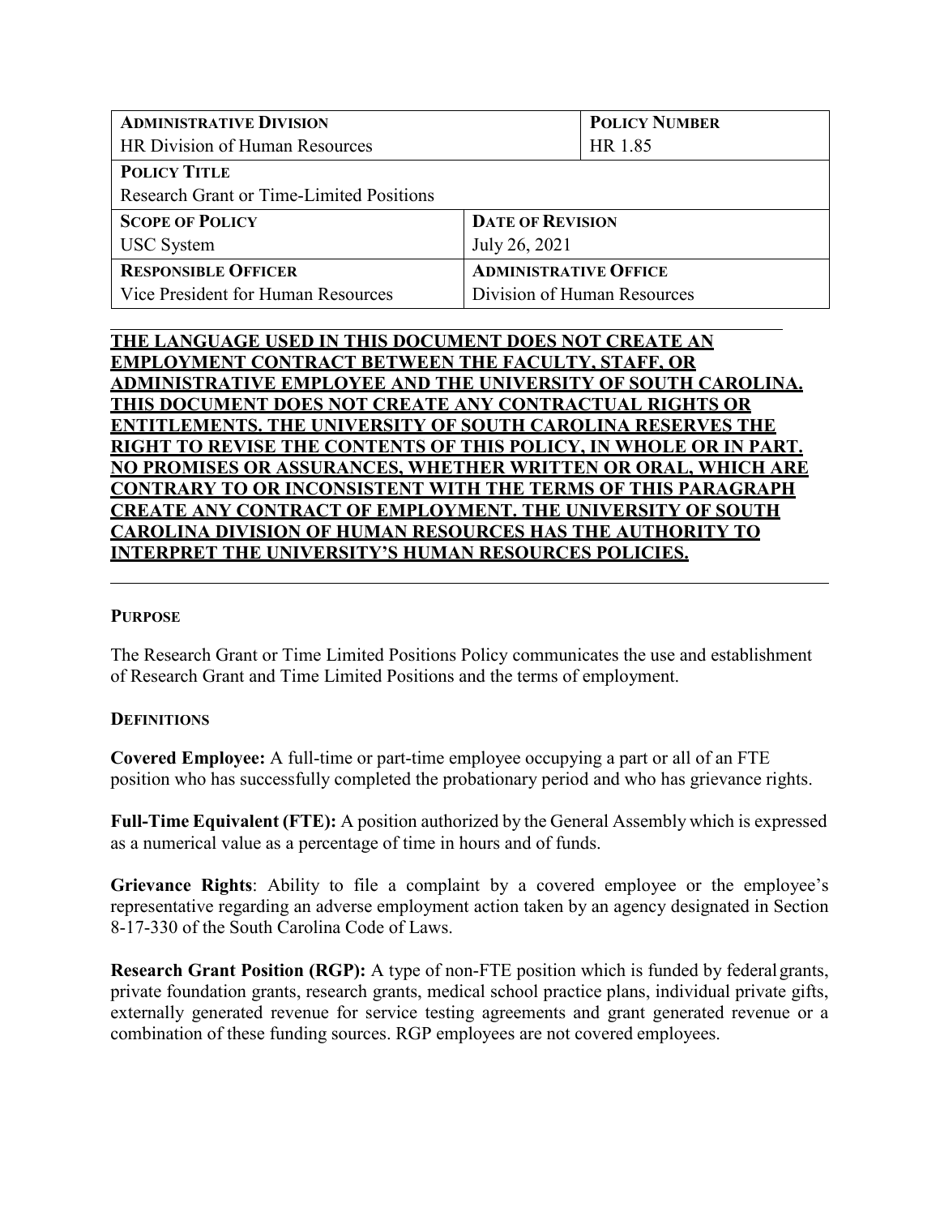| **ADMINISTRATIVE DIVISION** | | **POLICY NUMBER** |
|---|---|---|
| HR Division of Human Resources | | HR 1.85 |
| **POLICY TITLE** | | |
| Research Grant or Time-Limited Positions | | |
| **SCOPE OF POLICY** | **DATE OF REVISION** | |
| USC System | July 26, 2021 | |
| **RESPONSIBLE OFFICER** | **ADMINISTRATIVE OFFICE** | |
| Vice President for Human Resources | Division of Human Resources | |

**THE LANGUAGE USED IN THIS DOCUMENT DOES NOT CREATE AN EMPLOYMENT CONTRACT BETWEEN THE FACULTY, STAFF, OR ADMINISTRATIVE EMPLOYEE AND THE UNIVERSITY OF SOUTH CAROLINA. THIS DOCUMENT DOES NOT CREATE ANY CONTRACTUAL RIGHTS OR ENTITLEMENTS. THE UNIVERSITY OF SOUTH CAROLINA RESERVES THE RIGHT TO REVISE THE CONTENTS OF THIS POLICY, IN WHOLE OR IN PART. NO PROMISES OR ASSURANCES, WHETHER WRITTEN OR ORAL, WHICH ARE CONTRARY TO OR INCONSISTENT WITH THE TERMS OF THIS PARAGRAPH CREATE ANY CONTRACT OF EMPLOYMENT. THE UNIVERSITY OF SOUTH CAROLINA DIVISION OF HUMAN RESOURCES HAS THE AUTHORITY TO INTERPRET THE UNIVERSITY'S HUMAN RESOURCES POLICIES.**

## PURPOSE

The Research Grant or Time Limited Positions Policy communicates the use and establishment of Research Grant and Time Limited Positions and the terms of employment.

## DEFINITIONS

**Covered Employee:** A full-time or part-time employee occupying a part or all of an FTE position who has successfully completed the probationary period and who has grievance rights.

**Full-Time Equivalent (FTE):** A position authorized by the General Assembly which is expressed as a numerical value as a percentage of time in hours and of funds.

**Grievance Rights**: Ability to file a complaint by a covered employee or the employee's representative regarding an adverse employment action taken by an agency designated in Section 8-17-330 of the South Carolina Code of Laws.

**Research Grant Position (RGP):** A type of non-FTE position which is funded by federal grants, private foundation grants, research grants, medical school practice plans, individual private gifts, externally generated revenue for service testing agreements and grant generated revenue or a combination of these funding sources. RGP employees are not covered employees.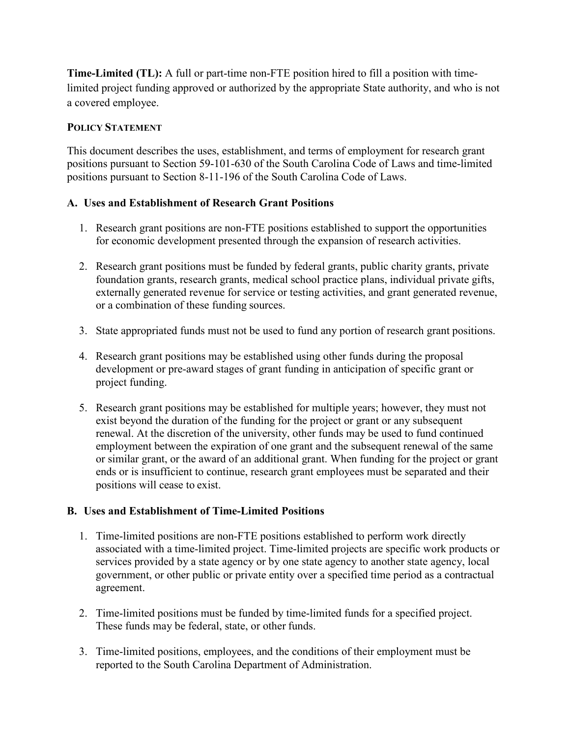**Time-Limited (TL):** A full or part-time non-FTE position hired to fill a position with time-limited project funding approved or authorized by the appropriate State authority, and who is not a covered employee.

**POLICY STATEMENT**

This document describes the uses, establishment, and terms of employment for research grant positions pursuant to Section 59-101-630 of the South Carolina Code of Laws and time-limited positions pursuant to Section 8-11-196 of the South Carolina Code of Laws.

**A. Uses and Establishment of Research Grant Positions**

1. Research grant positions are non-FTE positions established to support the opportunities for economic development presented through the expansion of research activities.
2. Research grant positions must be funded by federal grants, public charity grants, private foundation grants, research grants, medical school practice plans, individual private gifts, externally generated revenue for service or testing activities, and grant generated revenue, or a combination of these funding sources.
3. State appropriated funds must not be used to fund any portion of research grant positions.
4. Research grant positions may be established using other funds during the proposal development or pre-award stages of grant funding in anticipation of specific grant or project funding.
5. Research grant positions may be established for multiple years; however, they must not exist beyond the duration of the funding for the project or grant or any subsequent renewal. At the discretion of the university, other funds may be used to fund continued employment between the expiration of one grant and the subsequent renewal of the same or similar grant, or the award of an additional grant. When funding for the project or grant ends or is insufficient to continue, research grant employees must be separated and their positions will cease to exist.

**B. Uses and Establishment of Time-Limited Positions**

1. Time-limited positions are non-FTE positions established to perform work directly associated with a time-limited project. Time-limited projects are specific work products or services provided by a state agency or by one state agency to another state agency, local government, or other public or private entity over a specified time period as a contractual agreement.
2. Time-limited positions must be funded by time-limited funds for a specified project. These funds may be federal, state, or other funds.
3. Time-limited positions, employees, and the conditions of their employment must be reported to the South Carolina Department of Administration.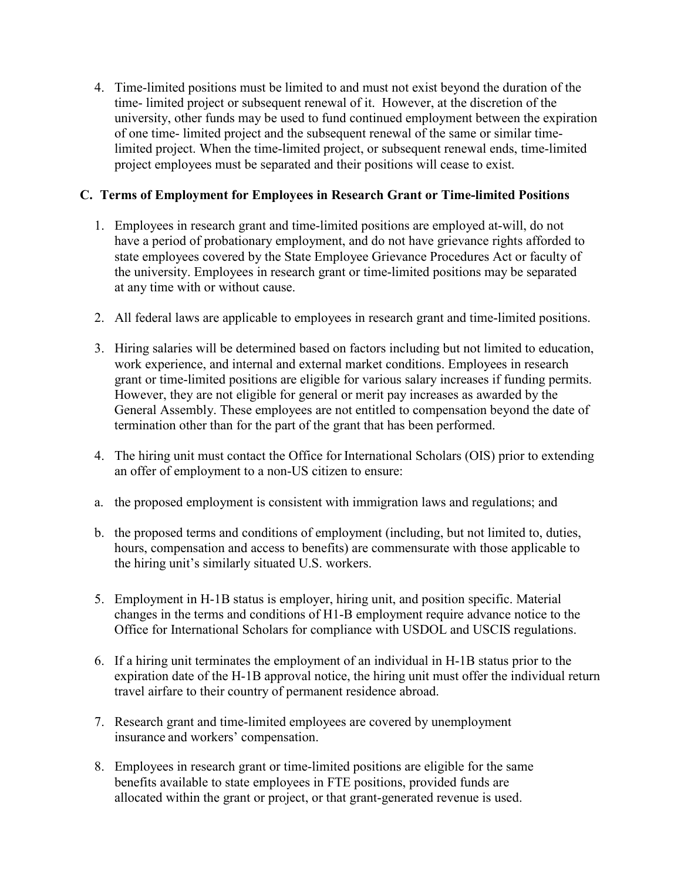4. Time-limited positions must be limited to and must not exist beyond the duration of the time- limited project or subsequent renewal of it. However, at the discretion of the university, other funds may be used to fund continued employment between the expiration of one time- limited project and the subsequent renewal of the same or similar time-limited project. When the time-limited project, or subsequent renewal ends, time-limited project employees must be separated and their positions will cease to exist.

### C. Terms of Employment for Employees in Research Grant or Time-limited Positions

1. Employees in research grant and time-limited positions are employed at-will, do not have a period of probationary employment, and do not have grievance rights afforded to state employees covered by the State Employee Grievance Procedures Act or faculty of the university. Employees in research grant or time-limited positions may be separated at any time with or without cause.

2. All federal laws are applicable to employees in research grant and time-limited positions.

3. Hiring salaries will be determined based on factors including but not limited to education, work experience, and internal and external market conditions. Employees in research grant or time-limited positions are eligible for various salary increases if funding permits. However, they are not eligible for general or merit pay increases as awarded by the General Assembly. These employees are not entitled to compensation beyond the date of termination other than for the part of the grant that has been performed.

4. The hiring unit must contact the Office for International Scholars (OIS) prior to extending an offer of employment to a non-US citizen to ensure:

   a. the proposed employment is consistent with immigration laws and regulations; and

   b. the proposed terms and conditions of employment (including, but not limited to, duties, hours, compensation and access to benefits) are commensurate with those applicable to the hiring unit's similarly situated U.S. workers.

5. Employment in H-1B status is employer, hiring unit, and position specific. Material changes in the terms and conditions of H1-B employment require advance notice to the Office for International Scholars for compliance with USDOL and USCIS regulations.

6. If a hiring unit terminates the employment of an individual in H-1B status prior to the expiration date of the H-1B approval notice, the hiring unit must offer the individual return travel airfare to their country of permanent residence abroad.

7. Research grant and time-limited employees are covered by unemployment insurance and workers' compensation.

8. Employees in research grant or time-limited positions are eligible for the same benefits available to state employees in FTE positions, provided funds are allocated within the grant or project, or that grant-generated revenue is used.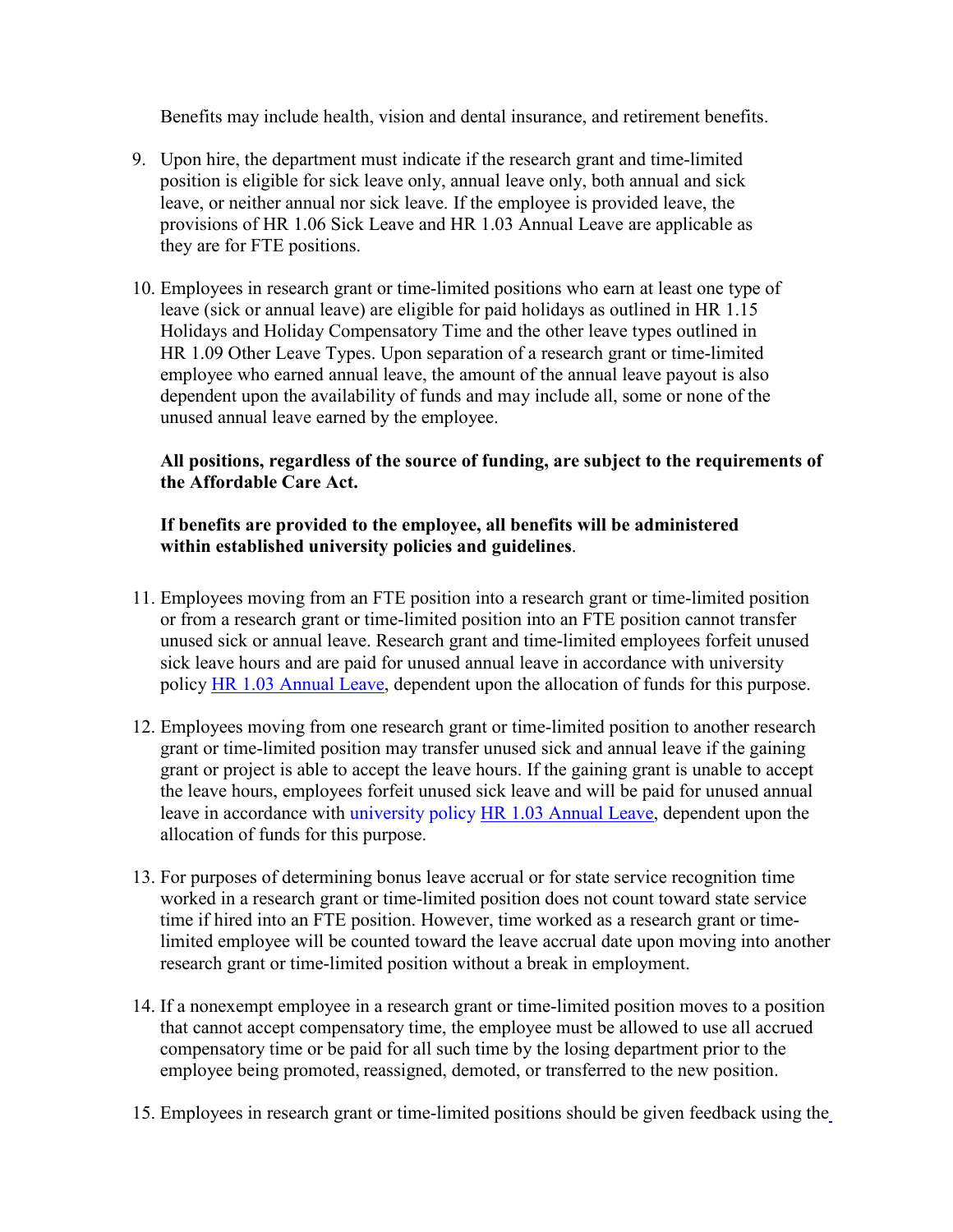Benefits may include health, vision and dental insurance, and retirement benefits.

9. Upon hire, the department must indicate if the research grant and time-limited position is eligible for sick leave only, annual leave only, both annual and sick leave, or neither annual nor sick leave. If the employee is provided leave, the provisions of HR 1.06 Sick Leave and HR 1.03 Annual Leave are applicable as they are for FTE positions.

10. Employees in research grant or time-limited positions who earn at least one type of leave (sick or annual leave) are eligible for paid holidays as outlined in HR 1.15 Holidays and Holiday Compensatory Time and the other leave types outlined in HR 1.09 Other Leave Types. Upon separation of a research grant or time-limited employee who earned annual leave, the amount of the annual leave payout is also dependent upon the availability of funds and may include all, some or none of the unused annual leave earned by the employee.

    **All positions, regardless of the source of funding, are subject to the requirements of the Affordable Care Act.**

    **If benefits are provided to the employee, all benefits will be administered within established university policies and guidelines**.

11. Employees moving from an FTE position into a research grant or time-limited position or from a research grant or time-limited position into an FTE position cannot transfer unused sick or annual leave. Research grant and time-limited employees forfeit unused sick leave hours and are paid for unused annual leave in accordance with university policy HR 1.03 Annual Leave, dependent upon the allocation of funds for this purpose.

12. Employees moving from one research grant or time-limited position to another research grant or time-limited position may transfer unused sick and annual leave if the gaining grant or project is able to accept the leave hours. If the gaining grant is unable to accept the leave hours, employees forfeit unused sick leave and will be paid for unused annual leave in accordance with university policy HR 1.03 Annual Leave, dependent upon the allocation of funds for this purpose.

13. For purposes of determining bonus leave accrual or for state service recognition time worked in a research grant or time-limited position does not count toward state service time if hired into an FTE position. However, time worked as a research grant or time-limited employee will be counted toward the leave accrual date upon moving into another research grant or time-limited position without a break in employment.

14. If a nonexempt employee in a research grant or time-limited position moves to a position that cannot accept compensatory time, the employee must be allowed to use all accrued compensatory time or be paid for all such time by the losing department prior to the employee being promoted, reassigned, demoted, or transferred to the new position.

15. Employees in research grant or time-limited positions should be given feedback using the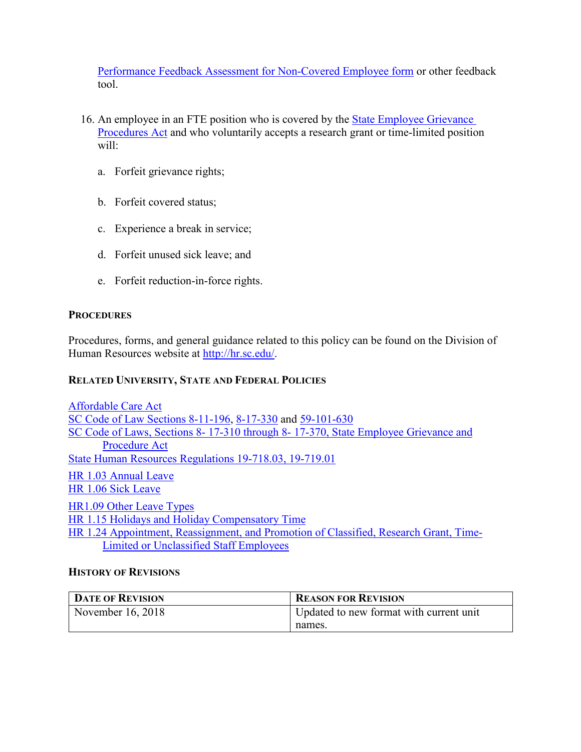Performance Feedback Assessment for Non-Covered Employee form or other feedback tool.

16. An employee in an FTE position who is covered by the State Employee Grievance Procedures Act and who voluntarily accepts a research grant or time-limited position will:

    a. Forfeit grievance rights;

    b. Forfeit covered status;

    c. Experience a break in service;

    d. Forfeit unused sick leave; and

    e. Forfeit reduction-in-force rights.

## PROCEDURES

Procedures, forms, and general guidance related to this policy can be found on the Division of Human Resources website at http://hr.sc.edu/.

## RELATED UNIVERSITY, STATE AND FEDERAL POLICIES

Affordable Care Act
SC Code of Law Sections 8-11-196, 8-17-330 and 59-101-630
SC Code of Laws, Sections 8- 17-310 through 8- 17-370, State Employee Grievance and Procedure Act
State Human Resources Regulations 19-718.03, 19-719.01

HR 1.03 Annual Leave
HR 1.06 Sick Leave

HR1.09 Other Leave Types
HR 1.15 Holidays and Holiday Compensatory Time
HR 1.24 Appointment, Reassignment, and Promotion of Classified, Research Grant, Time-Limited or Unclassified Staff Employees

## HISTORY OF REVISIONS

| DATE OF REVISION | REASON FOR REVISION |
|---|---|
| November 16, 2018 | Updated to new format with current unit names. |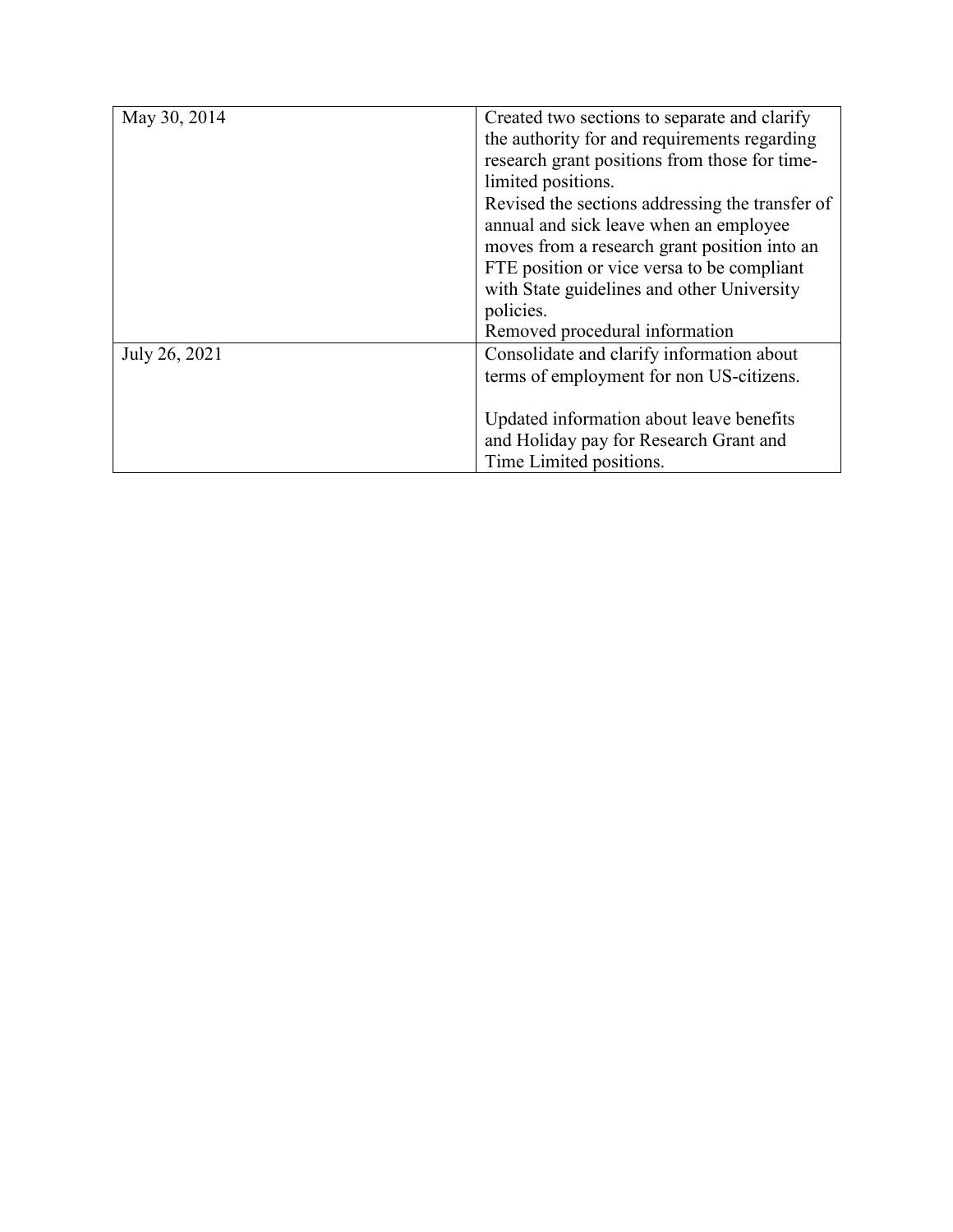| | |
|---|---|
| May 30, 2014 | Created two sections to separate and clarify the authority for and requirements regarding research grant positions from those for time-limited positions.<br>Revised the sections addressing the transfer of annual and sick leave when an employee moves from a research grant position into an FTE position or vice versa to be compliant with State guidelines and other University policies.<br>Removed procedural information |
| July 26, 2021 | Consolidate and clarify information about terms of employment for non US-citizens.<br><br>Updated information about leave benefits and Holiday pay for Research Grant and Time Limited positions. |